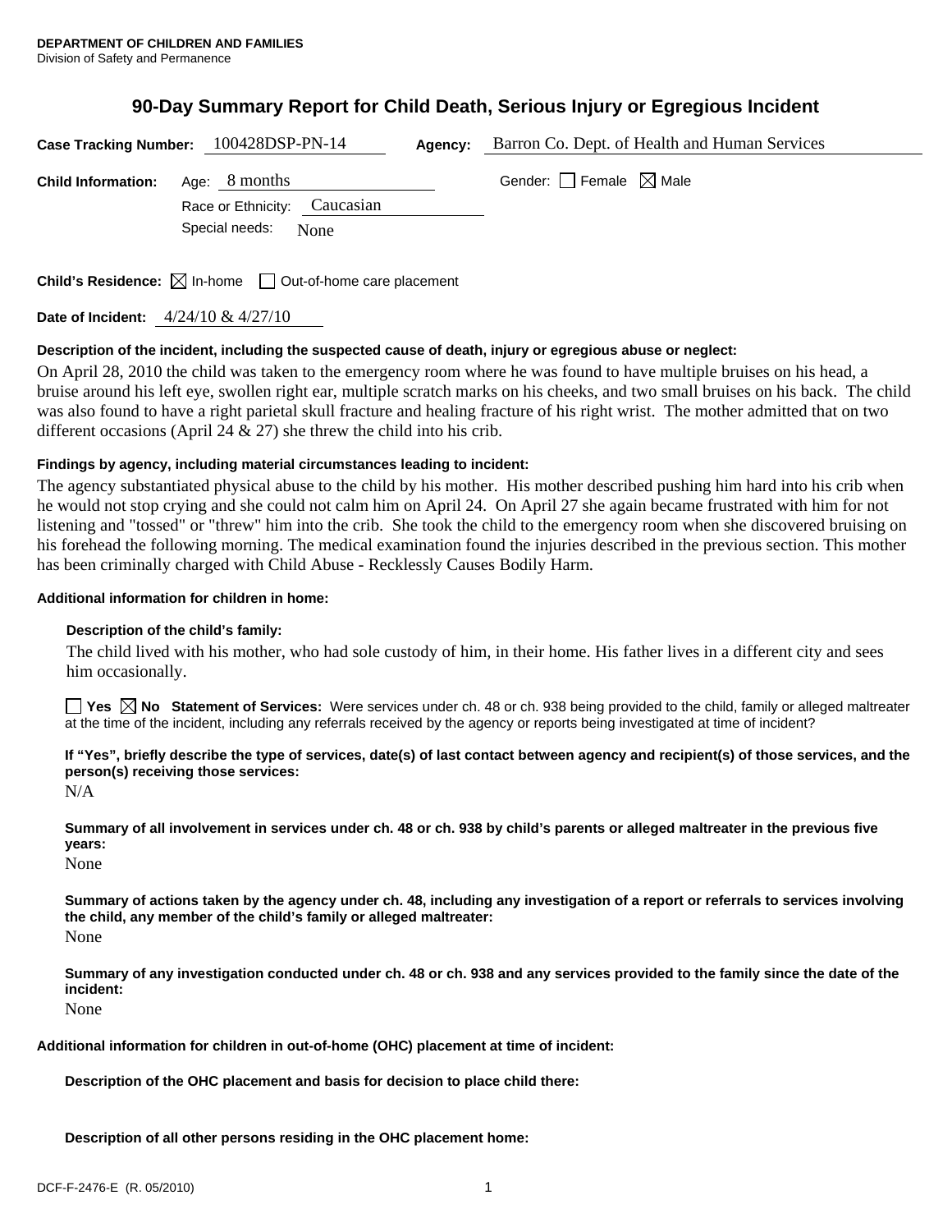**DEPARTMENT OF CHILDREN AND FAMILIES**
Division of Safety and Permanence

# 90-Day Summary Report for Child Death, Serious Injury or Egregious Incident

**Case Tracking Number:** 100428DSP-PN-14 **Agency:** Barron Co. Dept. of Health and Human Services

**Child Information:** Age: 8 months Gender: ☐ Female ☒ Male

Race or Ethnicity: Caucasian

Special needs: None

**Child's Residence:** ☒ In-home ☐ Out-of-home care placement

**Date of Incident:** 4/24/10 & 4/27/10

**Description of the incident, including the suspected cause of death, injury or egregious abuse or neglect:**

On April 28, 2010 the child was taken to the emergency room where he was found to have multiple bruises on his head, a bruise around his left eye, swollen right ear, multiple scratch marks on his cheeks, and two small bruises on his back. The child was also found to have a right parietal skull fracture and healing fracture of his right wrist. The mother admitted that on two different occasions (April 24 & 27) she threw the child into his crib.

**Findings by agency, including material circumstances leading to incident:**

The agency substantiated physical abuse to the child by his mother. His mother described pushing him hard into his crib when he would not stop crying and she could not calm him on April 24. On April 27 she again became frustrated with him for not listening and "tossed" or "threw" him into the crib. She took the child to the emergency room when she discovered bruising on his forehead the following morning. The medical examination found the injuries described in the previous section. This mother has been criminally charged with Child Abuse - Recklessly Causes Bodily Harm.

**Additional information for children in home:**

**Description of the child's family:**

The child lived with his mother, who had sole custody of him, in their home. His father lives in a different city and sees him occasionally.

☐ **Yes** ☒ **No** **Statement of Services:** Were services under ch. 48 or ch. 938 being provided to the child, family or alleged maltreater at the time of the incident, including any referrals received by the agency or reports being investigated at time of incident?

**If "Yes", briefly describe the type of services, date(s) of last contact between agency and recipient(s) of those services, and the person(s) receiving those services:**

N/A

**Summary of all involvement in services under ch. 48 or ch. 938 by child's parents or alleged maltreater in the previous five years:**

None

**Summary of actions taken by the agency under ch. 48, including any investigation of a report or referrals to services involving the child, any member of the child's family or alleged maltreater:**

None

**Summary of any investigation conducted under ch. 48 or ch. 938 and any services provided to the family since the date of the incident:**

None

**Additional information for children in out-of-home (OHC) placement at time of incident:**

**Description of the OHC placement and basis for decision to place child there:**

**Description of all other persons residing in the OHC placement home:**

DCF-F-2476-E (R. 05/2010)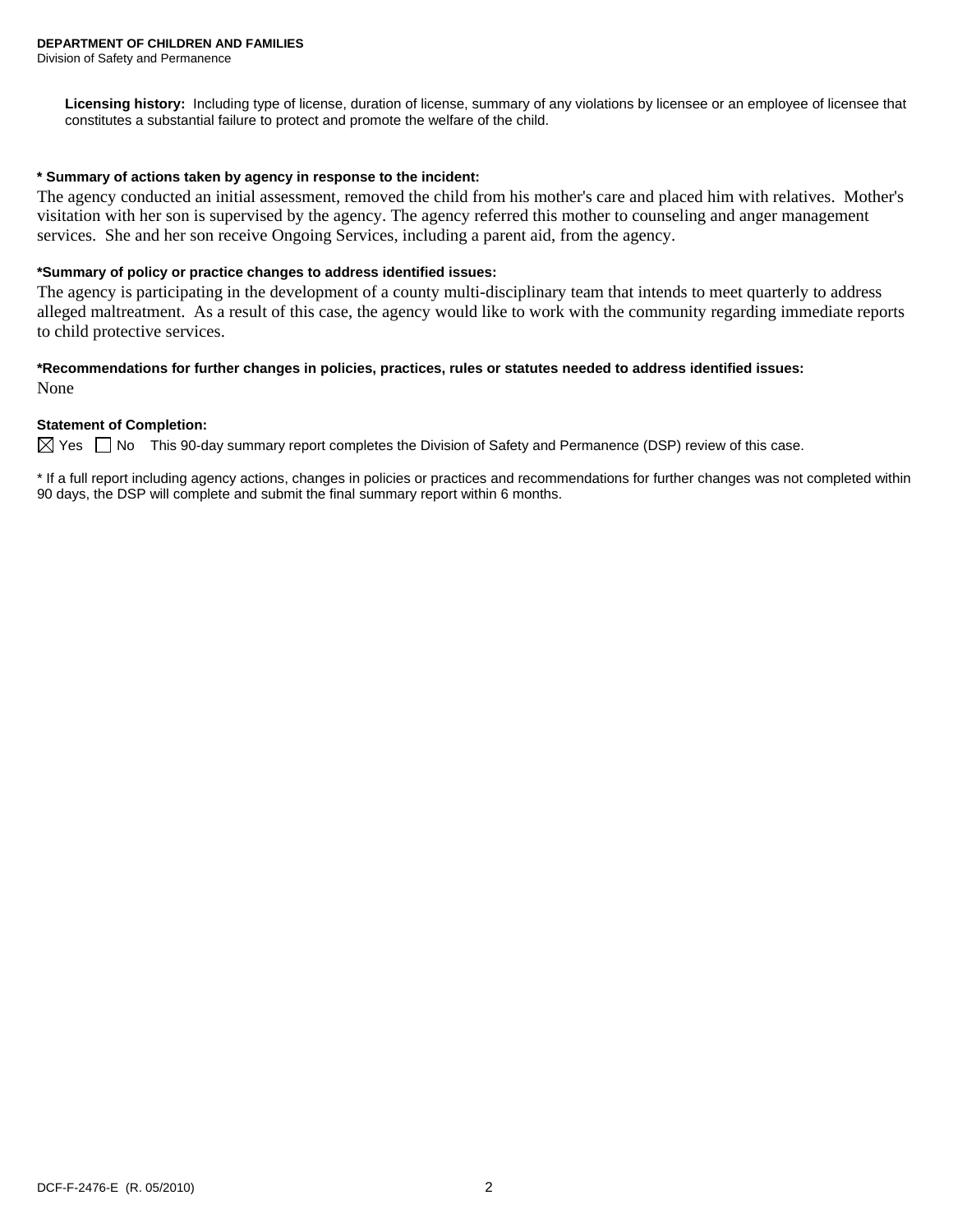**Licensing history:** Including type of license, duration of license, summary of any violations by licensee or an employee of licensee that constitutes a substantial failure to protect and promote the welfare of the child.

**\* Summary of actions taken by agency in response to the incident:**

The agency conducted an initial assessment, removed the child from his mother's care and placed him with relatives. Mother's visitation with her son is supervised by the agency. The agency referred this mother to counseling and anger management services. She and her son receive Ongoing Services, including a parent aid, from the agency.

**\*Summary of policy or practice changes to address identified issues:**

The agency is participating in the development of a county multi-disciplinary team that intends to meet quarterly to address alleged maltreatment. As a result of this case, the agency would like to work with the community regarding immediate reports to child protective services.

**\*Recommendations for further changes in policies, practices, rules or statutes needed to address identified issues:**

None

**Statement of Completion:**

☒ Yes ☐ No This 90-day summary report completes the Division of Safety and Permanence (DSP) review of this case.

\* If a full report including agency actions, changes in policies or practices and recommendations for further changes was not completed within 90 days, the DSP will complete and submit the final summary report within 6 months.